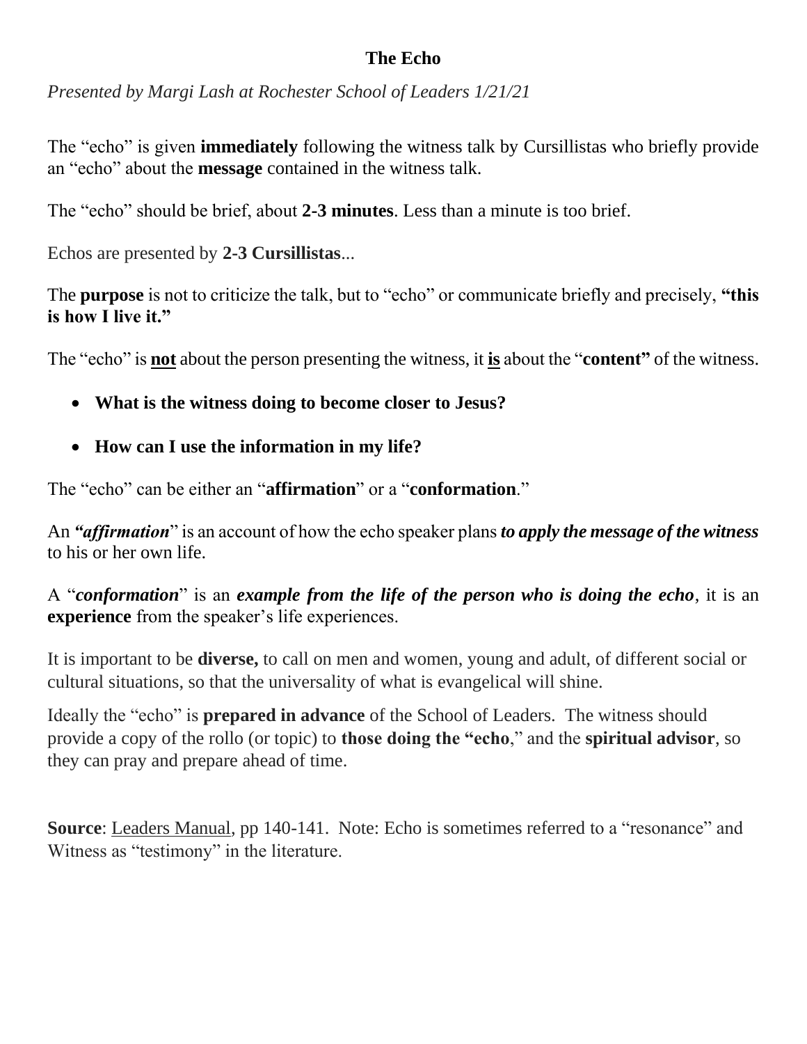# The Echo

*Presented by Margi Lash at Rochester School of Leaders 1/21/21*

The "echo" is given **immediately** following the witness talk by Cursillistas who briefly provide an "echo" about the **message** contained in the witness talk.

The "echo" should be brief, about **2-3 minutes**. Less than a minute is too brief.

Echos are presented by **2-3 Cursillistas**...

The **purpose** is not to criticize the talk, but to "echo" or communicate briefly and precisely, **"this is how I live it."**

The "echo" is **not** about the person presenting the witness, it **is** about the "**content"** of the witness.

- **What is the witness doing to become closer to Jesus?**
- **How can I use the information in my life?**

The "echo" can be either an "**affirmation**" or a "**conformation**."

An ***"affirmation***" is an account of how the echo speaker plans ***to apply the message of the witness*** to his or her own life.

A "***conformation***" is an ***example from the life of the person who is doing the echo***, it is an **experience** from the speaker's life experiences.

It is important to be **diverse,** to call on men and women, young and adult, of different social or cultural situations, so that the universality of what is evangelical will shine.

Ideally the "echo" is **prepared in advance** of the School of Leaders. The witness should provide a copy of the rollo (or topic) to **those doing the "echo**," and the **spiritual advisor**, so they can pray and prepare ahead of time.

**Source**: Leaders Manual, pp 140-141. Note: Echo is sometimes referred to a "resonance" and Witness as "testimony" in the literature.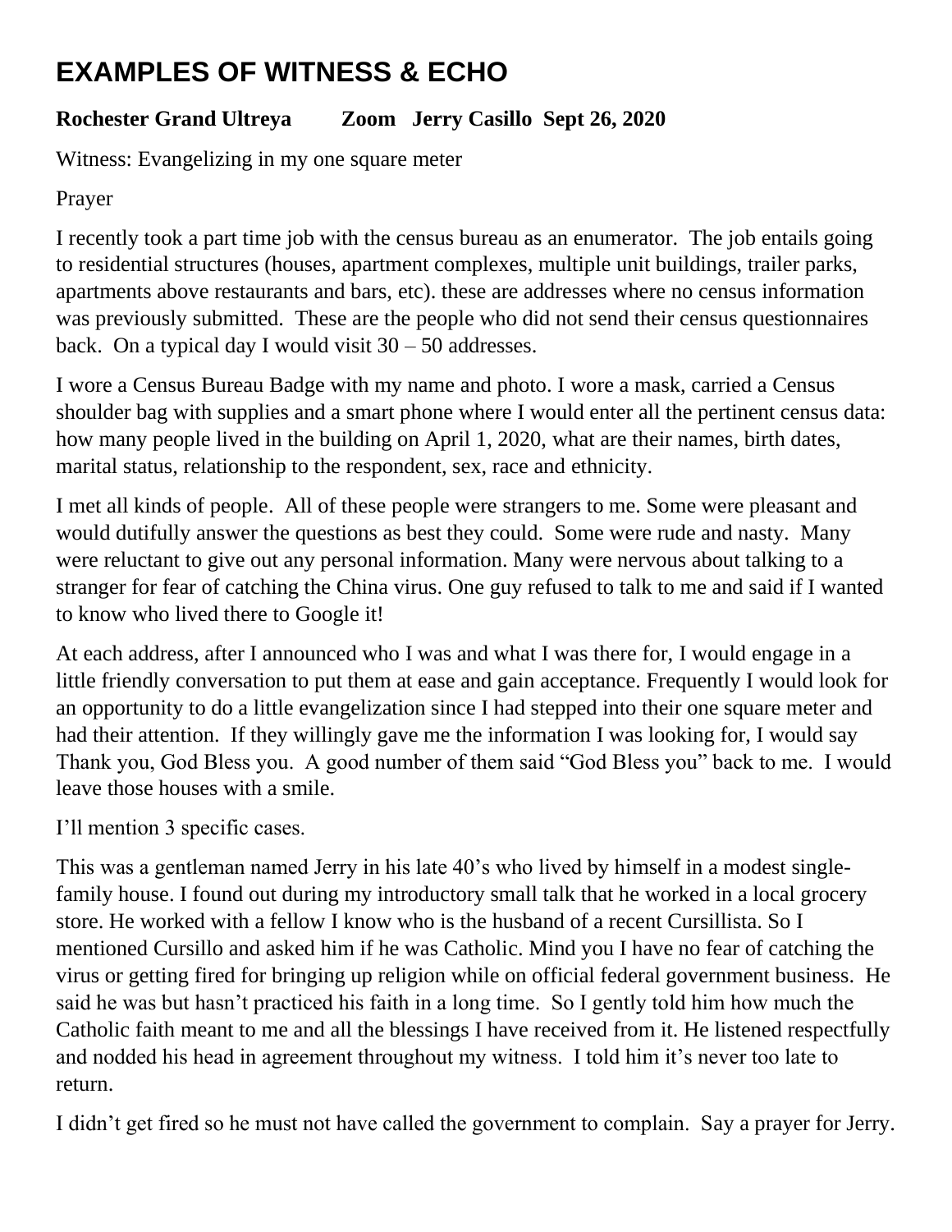# EXAMPLES OF WITNESS & ECHO

**Rochester Grand Ultreya      Zoom  Jerry Casillo  Sept 26, 2020**

Witness: Evangelizing in my one square meter

Prayer

I recently took a part time job with the census bureau as an enumerator.  The job entails going to residential structures (houses, apartment complexes, multiple unit buildings, trailer parks, apartments above restaurants and bars, etc). these are addresses where no census information was previously submitted.  These are the people who did not send their census questionnaires back.  On a typical day I would visit 30 – 50 addresses.

I wore a Census Bureau Badge with my name and photo. I wore a mask, carried a Census shoulder bag with supplies and a smart phone where I would enter all the pertinent census data: how many people lived in the building on April 1, 2020, what are their names, birth dates, marital status, relationship to the respondent, sex, race and ethnicity.

I met all kinds of people.  All of these people were strangers to me. Some were pleasant and would dutifully answer the questions as best they could.  Some were rude and nasty.  Many were reluctant to give out any personal information. Many were nervous about talking to a stranger for fear of catching the China virus. One guy refused to talk to me and said if I wanted to know who lived there to Google it!

At each address, after I announced who I was and what I was there for, I would engage in a little friendly conversation to put them at ease and gain acceptance. Frequently I would look for an opportunity to do a little evangelization since I had stepped into their one square meter and had their attention.  If they willingly gave me the information I was looking for, I would say Thank you, God Bless you.  A good number of them said "God Bless you" back to me.  I would leave those houses with a smile.

I'll mention 3 specific cases.

This was a gentleman named Jerry in his late 40's who lived by himself in a modest single-family house. I found out during my introductory small talk that he worked in a local grocery store. He worked with a fellow I know who is the husband of a recent Cursillista. So I mentioned Cursillo and asked him if he was Catholic. Mind you I have no fear of catching the virus or getting fired for bringing up religion while on official federal government business.  He said he was but hasn't practiced his faith in a long time.  So I gently told him how much the Catholic faith meant to me and all the blessings I have received from it. He listened respectfully and nodded his head in agreement throughout my witness.  I told him it's never too late to return.

I didn't get fired so he must not have called the government to complain.  Say a prayer for Jerry.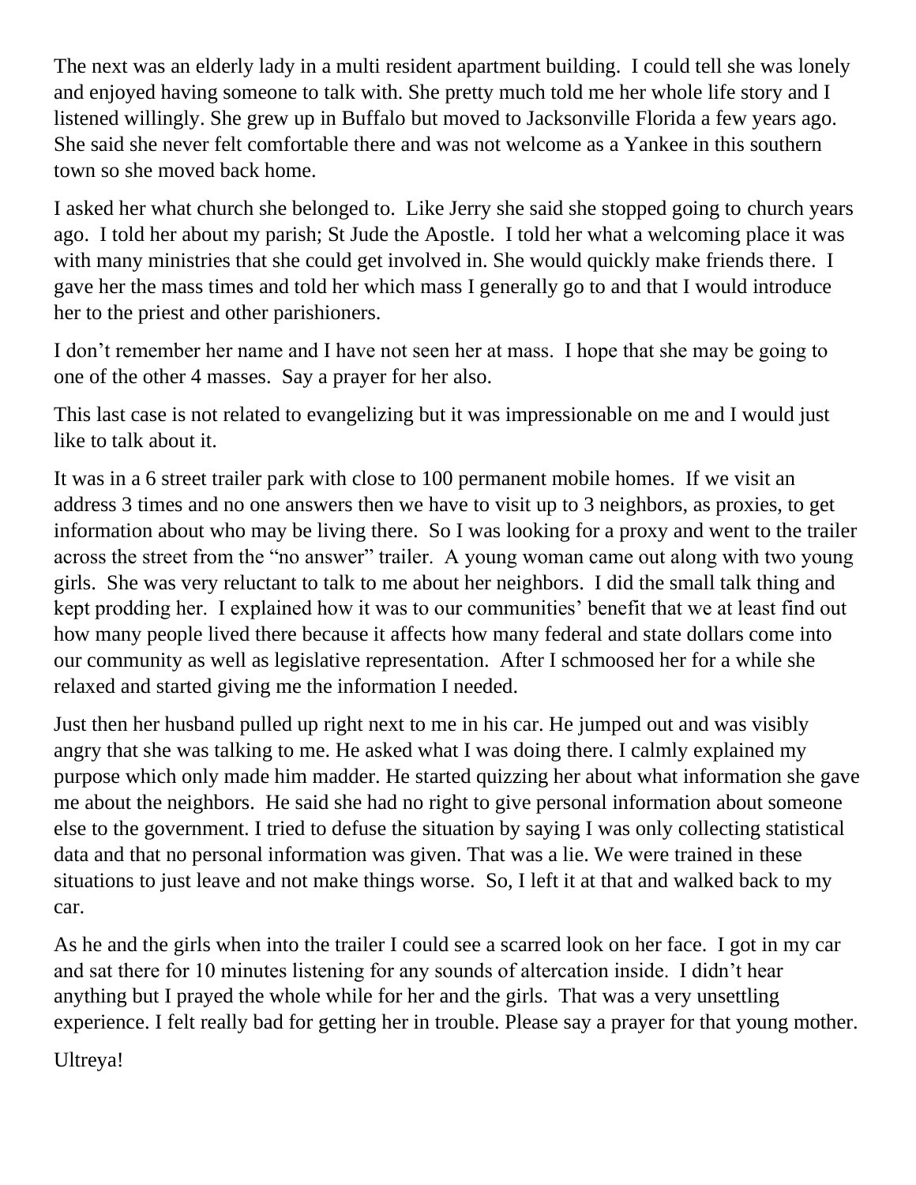The next was an elderly lady in a multi resident apartment building. I could tell she was lonely and enjoyed having someone to talk with. She pretty much told me her whole life story and I listened willingly. She grew up in Buffalo but moved to Jacksonville Florida a few years ago. She said she never felt comfortable there and was not welcome as a Yankee in this southern town so she moved back home.

I asked her what church she belonged to. Like Jerry she said she stopped going to church years ago. I told her about my parish; St Jude the Apostle. I told her what a welcoming place it was with many ministries that she could get involved in. She would quickly make friends there. I gave her the mass times and told her which mass I generally go to and that I would introduce her to the priest and other parishioners.

I don't remember her name and I have not seen her at mass. I hope that she may be going to one of the other 4 masses. Say a prayer for her also.

This last case is not related to evangelizing but it was impressionable on me and I would just like to talk about it.

It was in a 6 street trailer park with close to 100 permanent mobile homes. If we visit an address 3 times and no one answers then we have to visit up to 3 neighbors, as proxies, to get information about who may be living there. So I was looking for a proxy and went to the trailer across the street from the "no answer" trailer. A young woman came out along with two young girls. She was very reluctant to talk to me about her neighbors. I did the small talk thing and kept prodding her. I explained how it was to our communities' benefit that we at least find out how many people lived there because it affects how many federal and state dollars come into our community as well as legislative representation. After I schmoosed her for a while she relaxed and started giving me the information I needed.

Just then her husband pulled up right next to me in his car. He jumped out and was visibly angry that she was talking to me. He asked what I was doing there. I calmly explained my purpose which only made him madder. He started quizzing her about what information she gave me about the neighbors. He said she had no right to give personal information about someone else to the government. I tried to defuse the situation by saying I was only collecting statistical data and that no personal information was given. That was a lie. We were trained in these situations to just leave and not make things worse. So, I left it at that and walked back to my car.

As he and the girls when into the trailer I could see a scarred look on her face. I got in my car and sat there for 10 minutes listening for any sounds of altercation inside. I didn't hear anything but I prayed the whole while for her and the girls. That was a very unsettling experience. I felt really bad for getting her in trouble. Please say a prayer for that young mother.

Ultreya!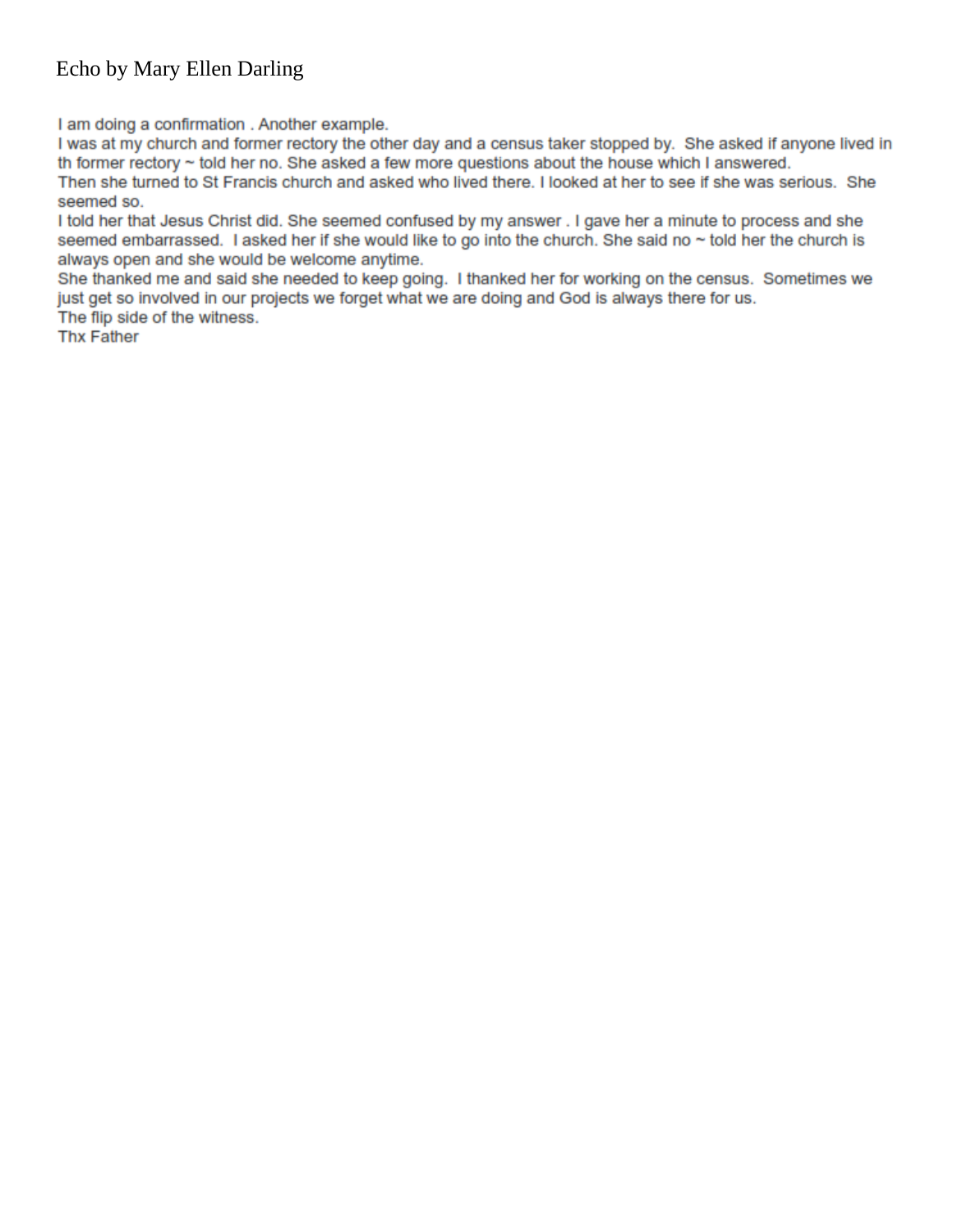Echo by Mary Ellen Darling

I am doing a confirmation . Another example.
I was at my church and former rectory the other day and a census taker stopped by. She asked if anyone lived in th former rectory ~ told her no. She asked a few more questions about the house which I answered.
Then she turned to St Francis church and asked who lived there. I looked at her to see if she was serious. She seemed so.
I told her that Jesus Christ did. She seemed confused by my answer . I gave her a minute to process and she seemed embarrassed. I asked her if she would like to go into the church. She said no ~ told her the church is always open and she would be welcome anytime.
She thanked me and said she needed to keep going. I thanked her for working on the census. Sometimes we just get so involved in our projects we forget what we are doing and God is always there for us.
The flip side of the witness.
Thx Father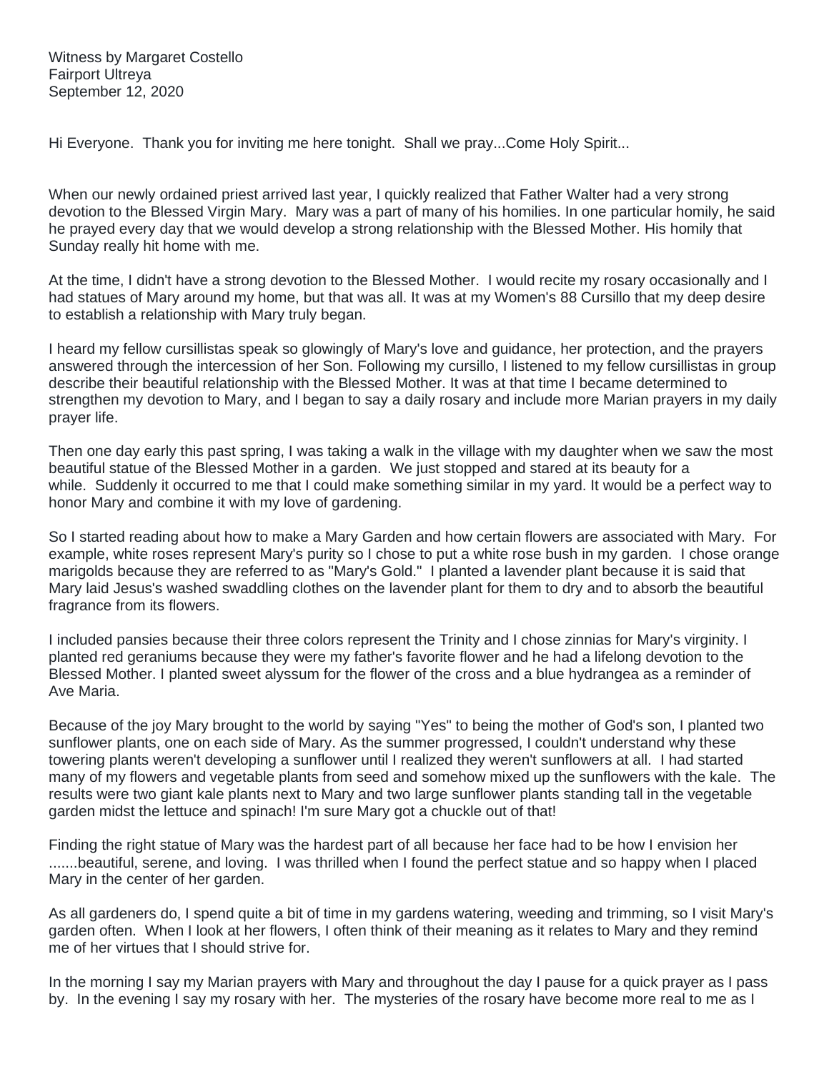Witness by Margaret Costello
Fairport Ultreya
September 12, 2020

Hi Everyone. Thank you for inviting me here tonight. Shall we pray...Come Holy Spirit...

When our newly ordained priest arrived last year, I quickly realized that Father Walter had a very strong devotion to the Blessed Virgin Mary. Mary was a part of many of his homilies. In one particular homily, he said he prayed every day that we would develop a strong relationship with the Blessed Mother. His homily that Sunday really hit home with me.

At the time, I didn't have a strong devotion to the Blessed Mother. I would recite my rosary occasionally and I had statues of Mary around my home, but that was all. It was at my Women's 88 Cursillo that my deep desire to establish a relationship with Mary truly began.

I heard my fellow cursillistas speak so glowingly of Mary's love and guidance, her protection, and the prayers answered through the intercession of her Son. Following my cursillo, I listened to my fellow cursillistas in group describe their beautiful relationship with the Blessed Mother. It was at that time I became determined to strengthen my devotion to Mary, and I began to say a daily rosary and include more Marian prayers in my daily prayer life.

Then one day early this past spring, I was taking a walk in the village with my daughter when we saw the most beautiful statue of the Blessed Mother in a garden. We just stopped and stared at its beauty for a while. Suddenly it occurred to me that I could make something similar in my yard. It would be a perfect way to honor Mary and combine it with my love of gardening.

So I started reading about how to make a Mary Garden and how certain flowers are associated with Mary. For example, white roses represent Mary's purity so I chose to put a white rose bush in my garden. I chose orange marigolds because they are referred to as "Mary's Gold." I planted a lavender plant because it is said that Mary laid Jesus's washed swaddling clothes on the lavender plant for them to dry and to absorb the beautiful fragrance from its flowers.

I included pansies because their three colors represent the Trinity and I chose zinnias for Mary's virginity. I planted red geraniums because they were my father's favorite flower and he had a lifelong devotion to the Blessed Mother. I planted sweet alyssum for the flower of the cross and a blue hydrangea as a reminder of Ave Maria.

Because of the joy Mary brought to the world by saying "Yes" to being the mother of God's son, I planted two sunflower plants, one on each side of Mary. As the summer progressed, I couldn't understand why these towering plants weren't developing a sunflower until I realized they weren't sunflowers at all. I had started many of my flowers and vegetable plants from seed and somehow mixed up the sunflowers with the kale. The results were two giant kale plants next to Mary and two large sunflower plants standing tall in the vegetable garden midst the lettuce and spinach! I'm sure Mary got a chuckle out of that!

Finding the right statue of Mary was the hardest part of all because her face had to be how I envision her .......beautiful, serene, and loving. I was thrilled when I found the perfect statue and so happy when I placed Mary in the center of her garden.

As all gardeners do, I spend quite a bit of time in my gardens watering, weeding and trimming, so I visit Mary's garden often. When I look at her flowers, I often think of their meaning as it relates to Mary and they remind me of her virtues that I should strive for.

In the morning I say my Marian prayers with Mary and throughout the day I pause for a quick prayer as I pass by. In the evening I say my rosary with her. The mysteries of the rosary have become more real to me as I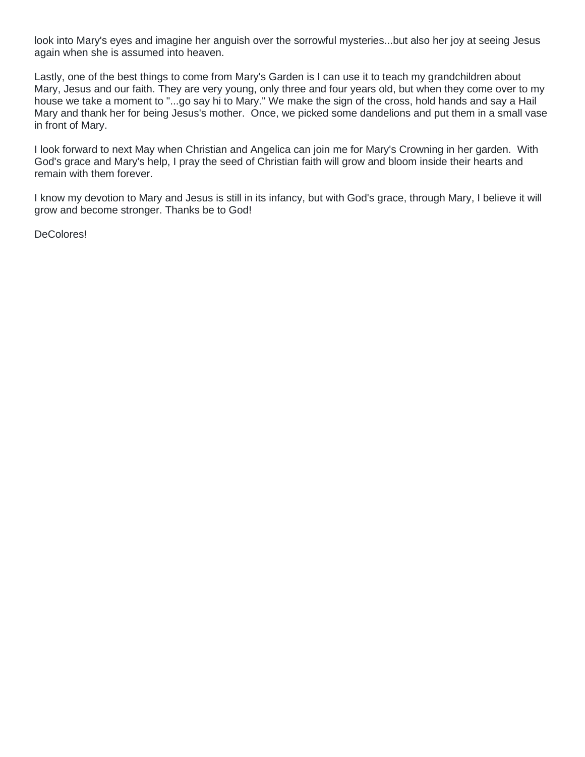look into Mary's eyes and imagine her anguish over the sorrowful mysteries...but also her joy at seeing Jesus again when she is assumed into heaven.

Lastly, one of the best things to come from Mary's Garden is I can use it to teach my grandchildren about Mary, Jesus and our faith. They are very young, only three and four years old, but when they come over to my house we take a moment to "...go say hi to Mary." We make the sign of the cross, hold hands and say a Hail Mary and thank her for being Jesus's mother. Once, we picked some dandelions and put them in a small vase in front of Mary.

I look forward to next May when Christian and Angelica can join me for Mary's Crowning in her garden. With God's grace and Mary's help, I pray the seed of Christian faith will grow and bloom inside their hearts and remain with them forever.

I know my devotion to Mary and Jesus is still in its infancy, but with God's grace, through Mary, I believe it will grow and become stronger. Thanks be to God!

DeColores!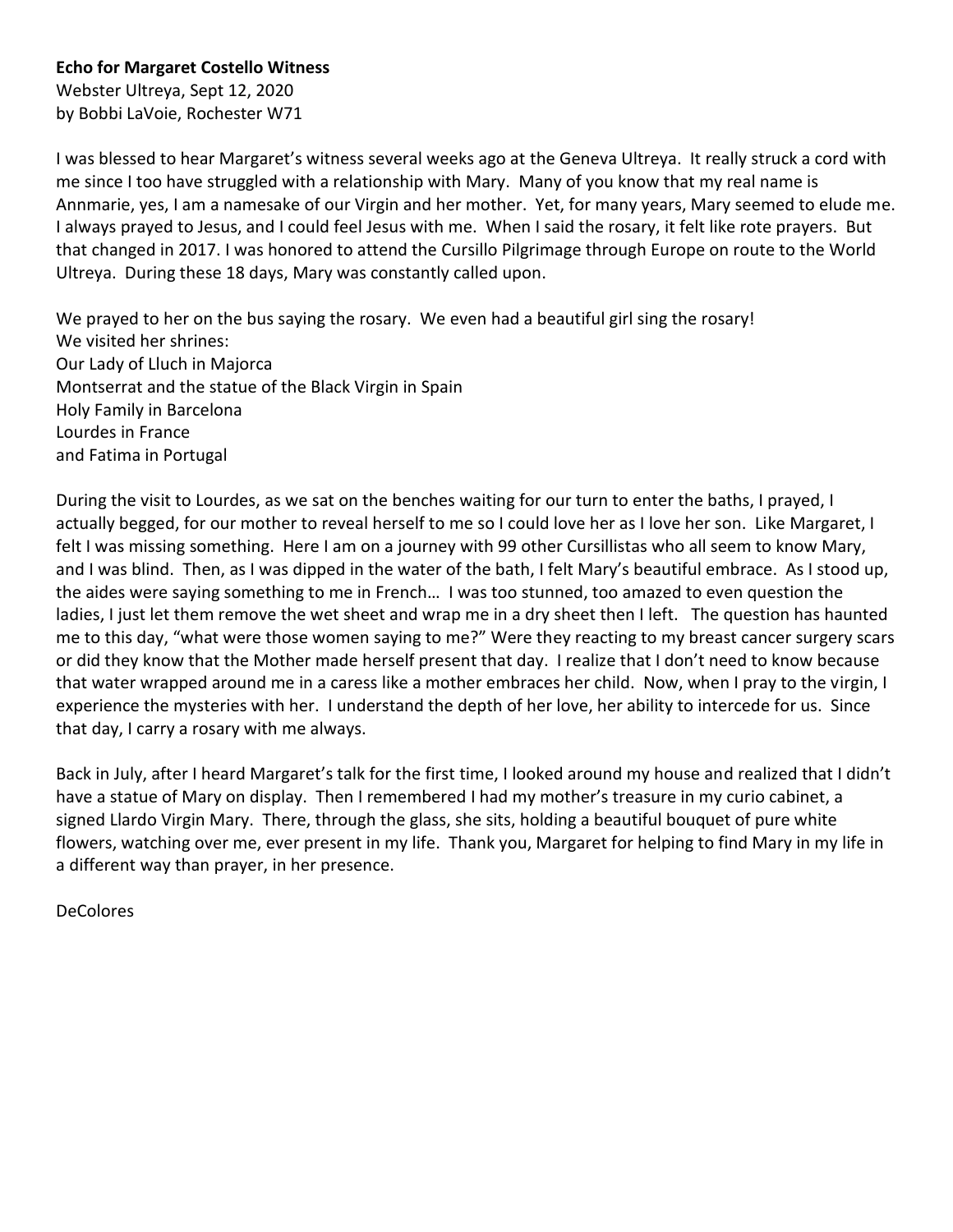**Echo for Margaret Costello Witness**
Webster Ultreya, Sept 12, 2020
by Bobbi LaVoie, Rochester W71

I was blessed to hear Margaret's witness several weeks ago at the Geneva Ultreya. It really struck a cord with me since I too have struggled with a relationship with Mary. Many of you know that my real name is Annmarie, yes, I am a namesake of our Virgin and her mother. Yet, for many years, Mary seemed to elude me. I always prayed to Jesus, and I could feel Jesus with me. When I said the rosary, it felt like rote prayers. But that changed in 2017. I was honored to attend the Cursillo Pilgrimage through Europe on route to the World Ultreya. During these 18 days, Mary was constantly called upon.

We prayed to her on the bus saying the rosary. We even had a beautiful girl sing the rosary!
We visited her shrines:
Our Lady of Lluch in Majorca
Montserrat and the statue of the Black Virgin in Spain
Holy Family in Barcelona
Lourdes in France
and Fatima in Portugal

During the visit to Lourdes, as we sat on the benches waiting for our turn to enter the baths, I prayed, I actually begged, for our mother to reveal herself to me so I could love her as I love her son. Like Margaret, I felt I was missing something. Here I am on a journey with 99 other Cursillistas who all seem to know Mary, and I was blind. Then, as I was dipped in the water of the bath, I felt Mary's beautiful embrace. As I stood up, the aides were saying something to me in French… I was too stunned, too amazed to even question the ladies, I just let them remove the wet sheet and wrap me in a dry sheet then I left. The question has haunted me to this day, "what were those women saying to me?" Were they reacting to my breast cancer surgery scars or did they know that the Mother made herself present that day. I realize that I don't need to know because that water wrapped around me in a caress like a mother embraces her child. Now, when I pray to the virgin, I experience the mysteries with her. I understand the depth of her love, her ability to intercede for us. Since that day, I carry a rosary with me always.

Back in July, after I heard Margaret's talk for the first time, I looked around my house and realized that I didn't have a statue of Mary on display. Then I remembered I had my mother's treasure in my curio cabinet, a signed Llardo Virgin Mary. There, through the glass, she sits, holding a beautiful bouquet of pure white flowers, watching over me, ever present in my life. Thank you, Margaret for helping to find Mary in my life in a different way than prayer, in her presence.

DeColores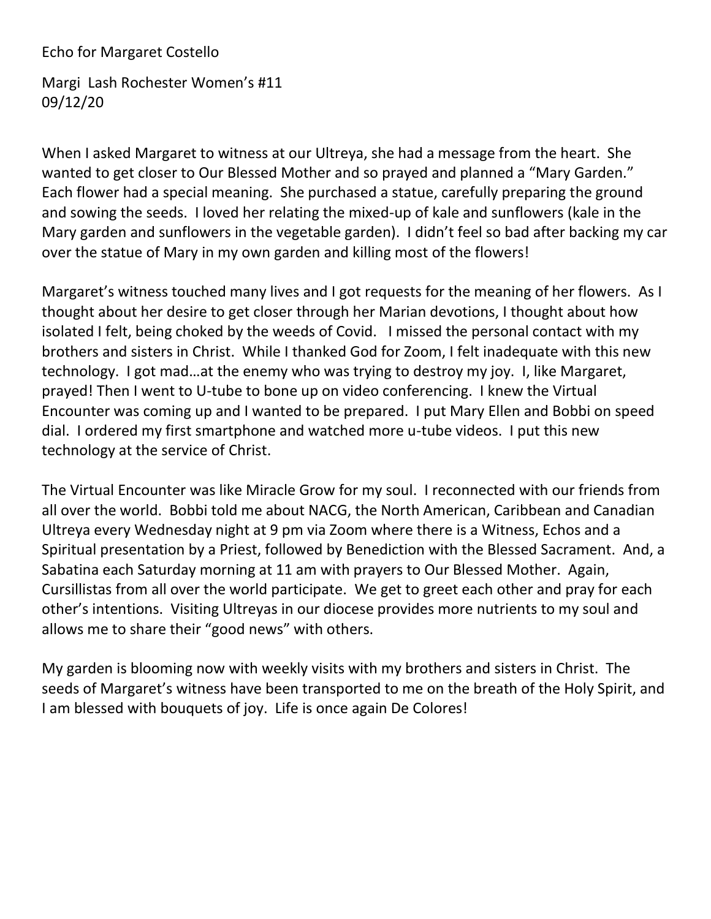Echo for Margaret Costello

Margi Lash Rochester Women's #11
09/12/20

When I asked Margaret to witness at our Ultreya, she had a message from the heart. She wanted to get closer to Our Blessed Mother and so prayed and planned a "Mary Garden." Each flower had a special meaning. She purchased a statue, carefully preparing the ground and sowing the seeds. I loved her relating the mixed-up of kale and sunflowers (kale in the Mary garden and sunflowers in the vegetable garden). I didn't feel so bad after backing my car over the statue of Mary in my own garden and killing most of the flowers!

Margaret's witness touched many lives and I got requests for the meaning of her flowers. As I thought about her desire to get closer through her Marian devotions, I thought about how isolated I felt, being choked by the weeds of Covid. I missed the personal contact with my brothers and sisters in Christ. While I thanked God for Zoom, I felt inadequate with this new technology. I got mad…at the enemy who was trying to destroy my joy. I, like Margaret, prayed! Then I went to U-tube to bone up on video conferencing. I knew the Virtual Encounter was coming up and I wanted to be prepared. I put Mary Ellen and Bobbi on speed dial. I ordered my first smartphone and watched more u-tube videos. I put this new technology at the service of Christ.

The Virtual Encounter was like Miracle Grow for my soul. I reconnected with our friends from all over the world. Bobbi told me about NACG, the North American, Caribbean and Canadian Ultreya every Wednesday night at 9 pm via Zoom where there is a Witness, Echos and a Spiritual presentation by a Priest, followed by Benediction with the Blessed Sacrament. And, a Sabatina each Saturday morning at 11 am with prayers to Our Blessed Mother. Again, Cursillistas from all over the world participate. We get to greet each other and pray for each other's intentions. Visiting Ultreyas in our diocese provides more nutrients to my soul and allows me to share their "good news" with others.

My garden is blooming now with weekly visits with my brothers and sisters in Christ. The seeds of Margaret's witness have been transported to me on the breath of the Holy Spirit, and I am blessed with bouquets of joy. Life is once again De Colores!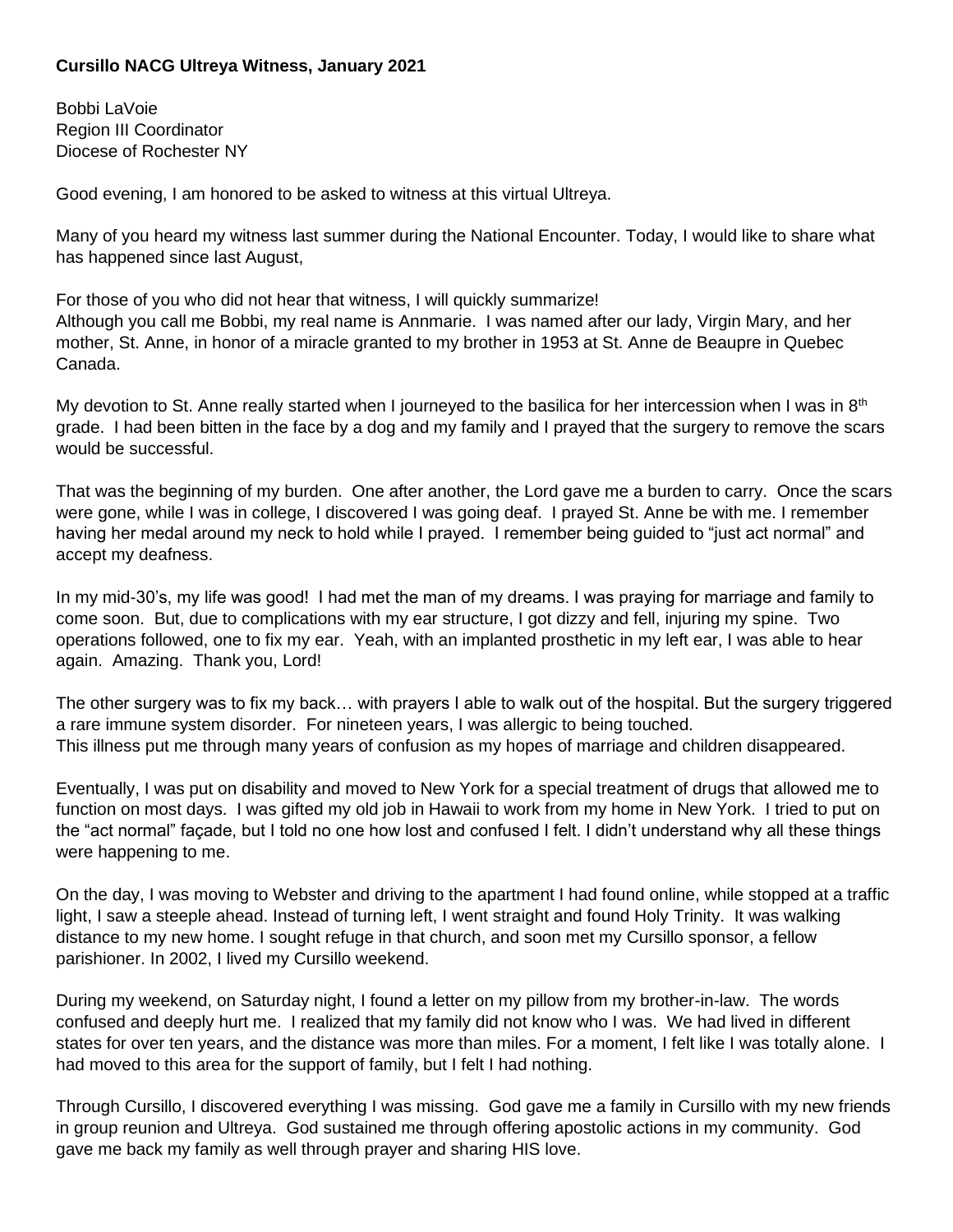**Cursillo NACG Ultreya Witness, January 2021**

Bobbi LaVoie
Region III Coordinator
Diocese of Rochester NY

Good evening, I am honored to be asked to witness at this virtual Ultreya.

Many of you heard my witness last summer during the National Encounter. Today, I would like to share what has happened since last August,

For those of you who did not hear that witness, I will quickly summarize!
Although you call me Bobbi, my real name is Annmarie. I was named after our lady, Virgin Mary, and her mother, St. Anne, in honor of a miracle granted to my brother in 1953 at St. Anne de Beaupre in Quebec Canada.

My devotion to St. Anne really started when I journeyed to the basilica for her intercession when I was in 8th grade. I had been bitten in the face by a dog and my family and I prayed that the surgery to remove the scars would be successful.

That was the beginning of my burden. One after another, the Lord gave me a burden to carry. Once the scars were gone, while I was in college, I discovered I was going deaf. I prayed St. Anne be with me. I remember having her medal around my neck to hold while I prayed. I remember being guided to "just act normal" and accept my deafness.

In my mid-30's, my life was good! I had met the man of my dreams. I was praying for marriage and family to come soon. But, due to complications with my ear structure, I got dizzy and fell, injuring my spine. Two operations followed, one to fix my ear. Yeah, with an implanted prosthetic in my left ear, I was able to hear again. Amazing. Thank you, Lord!

The other surgery was to fix my back… with prayers I able to walk out of the hospital. But the surgery triggered a rare immune system disorder. For nineteen years, I was allergic to being touched.
This illness put me through many years of confusion as my hopes of marriage and children disappeared.

Eventually, I was put on disability and moved to New York for a special treatment of drugs that allowed me to function on most days. I was gifted my old job in Hawaii to work from my home in New York. I tried to put on the "act normal" façade, but I told no one how lost and confused I felt. I didn't understand why all these things were happening to me.

On the day, I was moving to Webster and driving to the apartment I had found online, while stopped at a traffic light, I saw a steeple ahead. Instead of turning left, I went straight and found Holy Trinity. It was walking distance to my new home. I sought refuge in that church, and soon met my Cursillo sponsor, a fellow parishioner. In 2002, I lived my Cursillo weekend.

During my weekend, on Saturday night, I found a letter on my pillow from my brother-in-law. The words confused and deeply hurt me. I realized that my family did not know who I was. We had lived in different states for over ten years, and the distance was more than miles. For a moment, I felt like I was totally alone. I had moved to this area for the support of family, but I felt I had nothing.

Through Cursillo, I discovered everything I was missing. God gave me a family in Cursillo with my new friends in group reunion and Ultreya. God sustained me through offering apostolic actions in my community. God gave me back my family as well through prayer and sharing HIS love.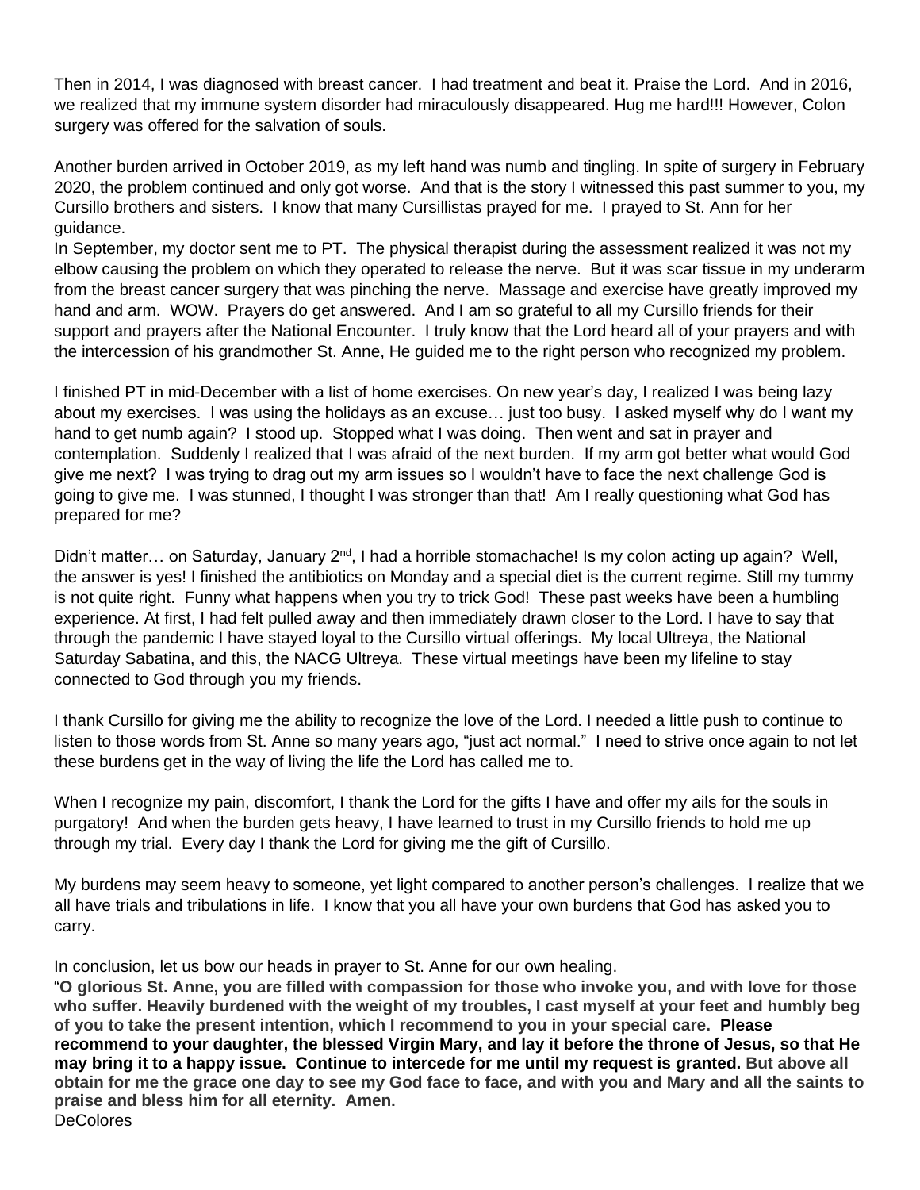Then in 2014, I was diagnosed with breast cancer. I had treatment and beat it. Praise the Lord. And in 2016, we realized that my immune system disorder had miraculously disappeared. Hug me hard!!! However, Colon surgery was offered for the salvation of souls.

Another burden arrived in October 2019, as my left hand was numb and tingling. In spite of surgery in February 2020, the problem continued and only got worse. And that is the story I witnessed this past summer to you, my Cursillo brothers and sisters. I know that many Cursillistas prayed for me. I prayed to St. Ann for her guidance.

In September, my doctor sent me to PT. The physical therapist during the assessment realized it was not my elbow causing the problem on which they operated to release the nerve. But it was scar tissue in my underarm from the breast cancer surgery that was pinching the nerve. Massage and exercise have greatly improved my hand and arm. WOW. Prayers do get answered. And I am so grateful to all my Cursillo friends for their support and prayers after the National Encounter. I truly know that the Lord heard all of your prayers and with the intercession of his grandmother St. Anne, He guided me to the right person who recognized my problem.

I finished PT in mid-December with a list of home exercises. On new year's day, I realized I was being lazy about my exercises. I was using the holidays as an excuse… just too busy. I asked myself why do I want my hand to get numb again? I stood up. Stopped what I was doing. Then went and sat in prayer and contemplation. Suddenly I realized that I was afraid of the next burden. If my arm got better what would God give me next? I was trying to drag out my arm issues so I wouldn't have to face the next challenge God is going to give me. I was stunned, I thought I was stronger than that! Am I really questioning what God has prepared for me?

Didn't matter… on Saturday, January 2nd, I had a horrible stomachache! Is my colon acting up again? Well, the answer is yes! I finished the antibiotics on Monday and a special diet is the current regime. Still my tummy is not quite right. Funny what happens when you try to trick God! These past weeks have been a humbling experience. At first, I had felt pulled away and then immediately drawn closer to the Lord. I have to say that through the pandemic I have stayed loyal to the Cursillo virtual offerings. My local Ultreya, the National Saturday Sabatina, and this, the NACG Ultreya. These virtual meetings have been my lifeline to stay connected to God through you my friends.

I thank Cursillo for giving me the ability to recognize the love of the Lord. I needed a little push to continue to listen to those words from St. Anne so many years ago, "just act normal." I need to strive once again to not let these burdens get in the way of living the life the Lord has called me to.

When I recognize my pain, discomfort, I thank the Lord for the gifts I have and offer my ails for the souls in purgatory! And when the burden gets heavy, I have learned to trust in my Cursillo friends to hold me up through my trial. Every day I thank the Lord for giving me the gift of Cursillo.

My burdens may seem heavy to someone, yet light compared to another person's challenges. I realize that we all have trials and tribulations in life. I know that you all have your own burdens that God has asked you to carry.

In conclusion, let us bow our heads in prayer to St. Anne for our own healing.

"**O glorious St. Anne, you are filled with compassion for those who invoke you, and with love for those who suffer. Heavily burdened with the weight of my troubles, I cast myself at your feet and humbly beg of you to take the present intention, which I recommend to you in your special care. Please recommend to your daughter, the blessed Virgin Mary, and lay it before the throne of Jesus, so that He may bring it to a happy issue. Continue to intercede for me until my request is granted. But above all obtain for me the grace one day to see my God face to face, and with you and Mary and all the saints to praise and bless him for all eternity. Amen.**

DeColores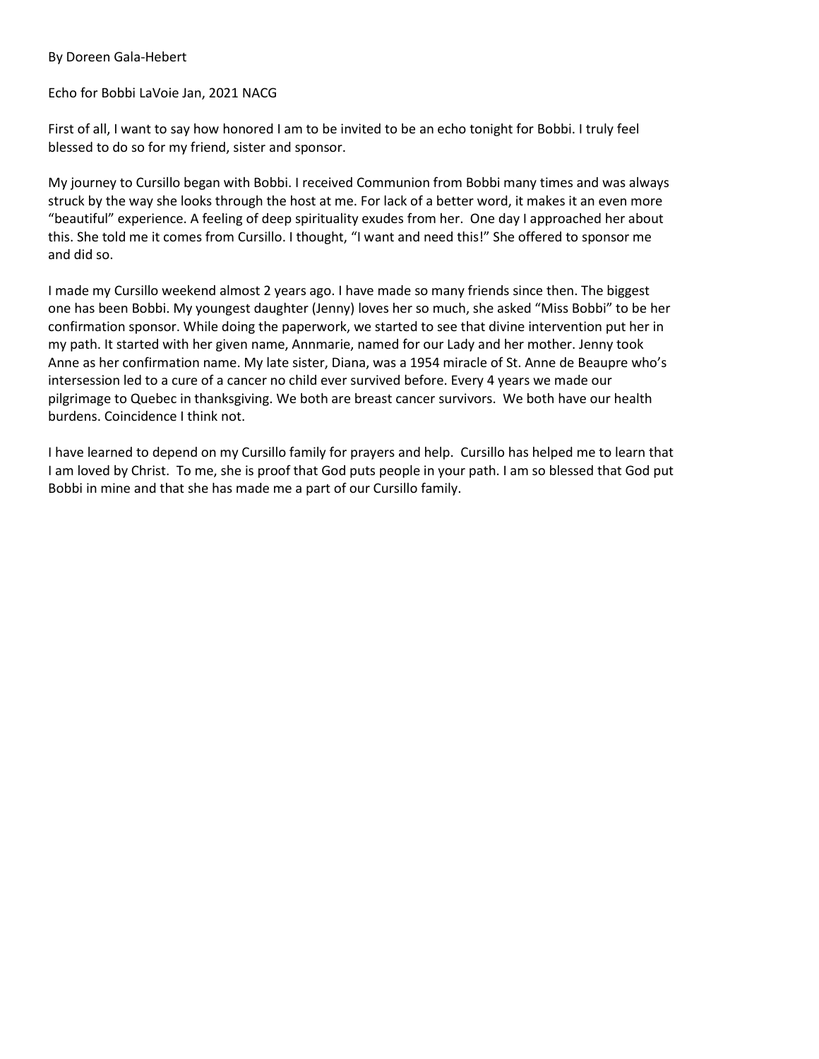By Doreen Gala-Hebert

Echo for Bobbi LaVoie Jan, 2021 NACG

First of all, I want to say how honored I am to be invited to be an echo tonight for Bobbi. I truly feel blessed to do so for my friend, sister and sponsor.

My journey to Cursillo began with Bobbi. I received Communion from Bobbi many times and was always struck by the way she looks through the host at me. For lack of a better word, it makes it an even more "beautiful" experience. A feeling of deep spirituality exudes from her. One day I approached her about this. She told me it comes from Cursillo. I thought, "I want and need this!" She offered to sponsor me and did so.

I made my Cursillo weekend almost 2 years ago. I have made so many friends since then. The biggest one has been Bobbi. My youngest daughter (Jenny) loves her so much, she asked "Miss Bobbi" to be her confirmation sponsor. While doing the paperwork, we started to see that divine intervention put her in my path. It started with her given name, Annmarie, named for our Lady and her mother. Jenny took Anne as her confirmation name. My late sister, Diana, was a 1954 miracle of St. Anne de Beaupre who's intersession led to a cure of a cancer no child ever survived before. Every 4 years we made our pilgrimage to Quebec in thanksgiving. We both are breast cancer survivors. We both have our health burdens. Coincidence I think not.

I have learned to depend on my Cursillo family for prayers and help. Cursillo has helped me to learn that I am loved by Christ. To me, she is proof that God puts people in your path. I am so blessed that God put Bobbi in mine and that she has made me a part of our Cursillo family.